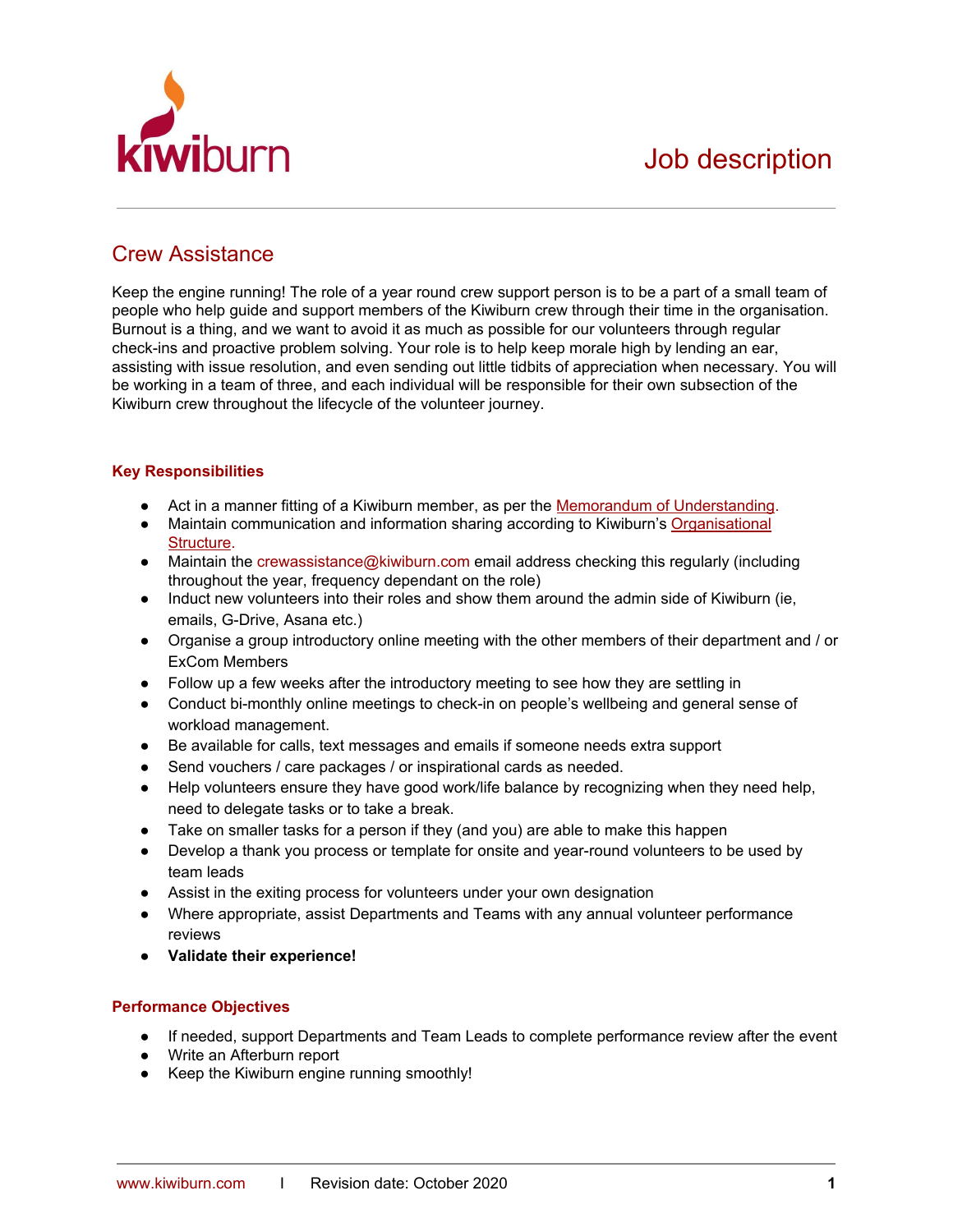# Job description

## Crew Assistance

Keep the engine running! The role of a year round crew support person is to be a part of a small team of people who help guide and support members of the Kiwiburn crew through their time in the organisation. Burnout is a thing, and we want to avoid it as much as possible for our volunteers through regular check-ins and proactive problem solving. Your role is to help keep morale high by lending an ear, assisting with issue resolution, and even sending out little tidbits of appreciation when necessary. You will be working in a team of three, and each individual will be responsible for their own subsection of the Kiwiburn crew throughout the lifecycle of the volunteer journey.

### Key Responsibilities

- Act in a manner fitting of a Kiwiburn member, as per the Memorandum of Understanding.
- Maintain communication and information sharing according to Kiwiburn's Organisational Structure.
- Maintain the crewassistance@kiwiburn.com email address checking this regularly (including throughout the year, frequency dependant on the role)
- Induct new volunteers into their roles and show them around the admin side of Kiwiburn (ie, emails, G-Drive, Asana etc.)
- Organise a group introductory online meeting with the other members of their department and / or ExCom Members
- Follow up a few weeks after the introductory meeting to see how they are settling in
- Conduct bi-monthly online meetings to check-in on people's wellbeing and general sense of workload management.
- Be available for calls, text messages and emails if someone needs extra support
- Send vouchers / care packages / or inspirational cards as needed.
- Help volunteers ensure they have good work/life balance by recognizing when they need help, need to delegate tasks or to take a break.
- Take on smaller tasks for a person if they (and you) are able to make this happen
- Develop a thank you process or template for onsite and year-round volunteers to be used by team leads
- Assist in the exiting process for volunteers under your own designation
- Where appropriate, assist Departments and Teams with any annual volunteer performance reviews
- **Validate their experience!**

### Performance Objectives

- If needed, support Departments and Team Leads to complete performance review after the event
- Write an Afterburn report
- Keep the Kiwiburn engine running smoothly!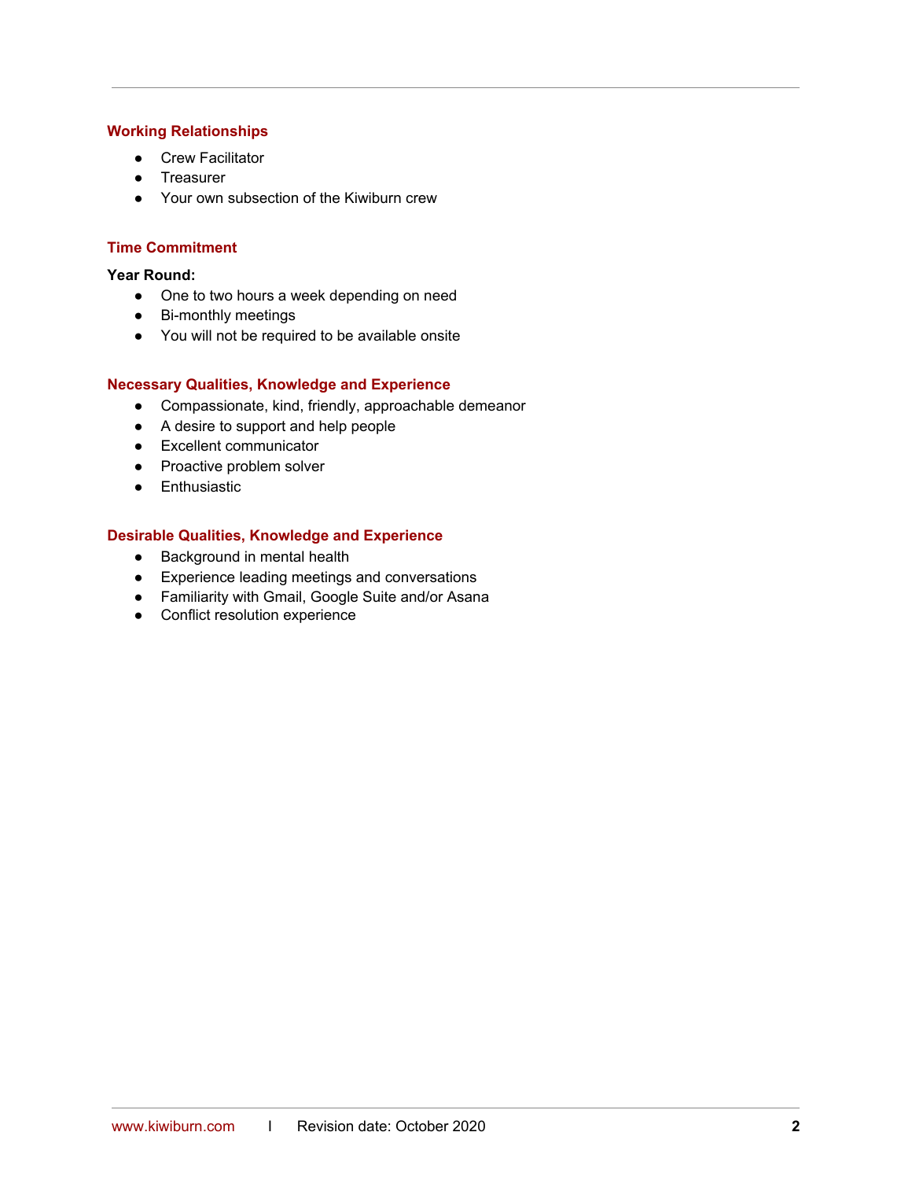## Working Relationships

- Crew Facilitator
- Treasurer
- Your own subsection of the Kiwiburn crew

## Time Commitment

**Year Round:**

- One to two hours a week depending on need
- Bi-monthly meetings
- You will not be required to be available onsite

## Necessary Qualities, Knowledge and Experience

- Compassionate, kind, friendly, approachable demeanor
- A desire to support and help people
- Excellent communicator
- Proactive problem solver
- Enthusiastic

## Desirable Qualities, Knowledge and Experience

- Background in mental health
- Experience leading meetings and conversations
- Familiarity with Gmail, Google Suite and/or Asana
- Conflict resolution experience